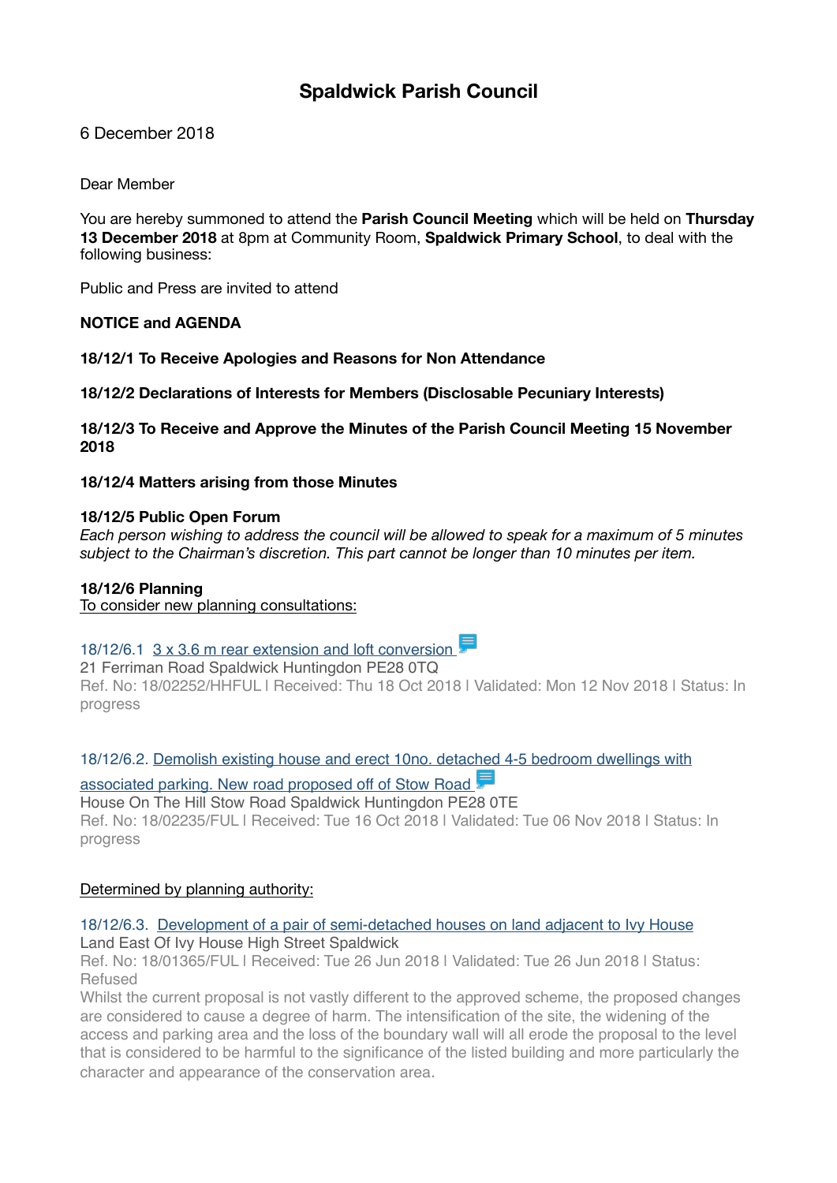# Spaldwick Parish Council

6 December 2018

Dear Member

You are hereby summoned to attend the **Parish Council Meeting** which will be held on **Thursday 13 December 2018** at 8pm at Community Room, **Spaldwick Primary School**, to deal with the following business:

Public and Press are invited to attend

**NOTICE and AGENDA**

**18/12/1 To Receive Apologies and Reasons for Non Attendance**

**18/12/2 Declarations of Interests for Members (Disclosable Pecuniary Interests)**

**18/12/3 To Receive and Approve the Minutes of the Parish Council Meeting 15 November 2018**

**18/12/4 Matters arising from those Minutes**

**18/12/5 Public Open Forum**
*Each person wishing to address the council will be allowed to speak for a maximum of 5 minutes subject to the Chairman's discretion. This part cannot be longer than 10 minutes per item.*

**18/12/6 Planning**
To consider new planning consultations:

18/12/6.1 3 x 3.6 m rear extension and loft conversion
21 Ferriman Road Spaldwick Huntingdon PE28 0TQ
Ref. No: 18/02252/HHFUL | Received: Thu 18 Oct 2018 | Validated: Mon 12 Nov 2018 | Status: In progress

18/12/6.2. Demolish existing house and erect 10no. detached 4-5 bedroom dwellings with associated parking. New road proposed off of Stow Road
House On The Hill Stow Road Spaldwick Huntingdon PE28 0TE
Ref. No: 18/02235/FUL | Received: Tue 16 Oct 2018 | Validated: Tue 06 Nov 2018 | Status: In progress

Determined by planning authority:

18/12/6.3. Development of a pair of semi-detached houses on land adjacent to Ivy House
Land East Of Ivy House High Street Spaldwick
Ref. No: 18/01365/FUL | Received: Tue 26 Jun 2018 | Validated: Tue 26 Jun 2018 | Status: Refused
Whilst the current proposal is not vastly different to the approved scheme, the proposed changes are considered to cause a degree of harm. The intensification of the site, the widening of the access and parking area and the loss of the boundary wall will all erode the proposal to the level that is considered to be harmful to the significance of the listed building and more particularly the character and appearance of the conservation area.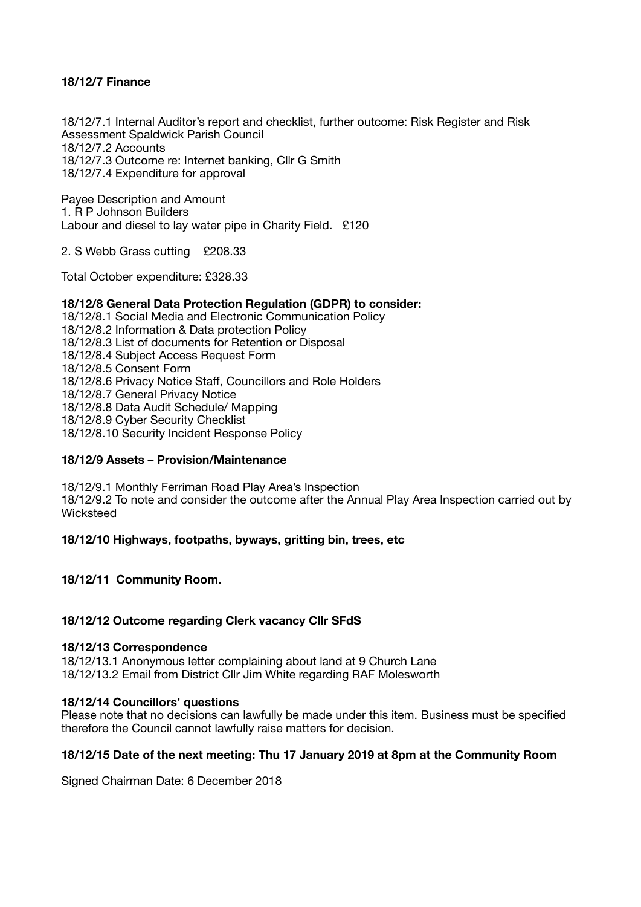**18/12/7 Finance**

18/12/7.1 Internal Auditor's report and checklist, further outcome: Risk Register and Risk Assessment Spaldwick Parish Council
18/12/7.2 Accounts
18/12/7.3 Outcome re: Internet banking, Cllr G Smith
18/12/7.4 Expenditure for approval

Payee Description and Amount
1. R P Johnson Builders
Labour and diesel to lay water pipe in Charity Field. £120

2. S Webb Grass cutting £208.33

Total October expenditure: £328.33

**18/12/8 General Data Protection Regulation (GDPR) to consider:**
18/12/8.1 Social Media and Electronic Communication Policy
18/12/8.2 Information & Data protection Policy
18/12/8.3 List of documents for Retention or Disposal
18/12/8.4 Subject Access Request Form
18/12/8.5 Consent Form
18/12/8.6 Privacy Notice Staff, Councillors and Role Holders
18/12/8.7 General Privacy Notice
18/12/8.8 Data Audit Schedule/ Mapping
18/12/8.9 Cyber Security Checklist
18/12/8.10 Security Incident Response Policy

**18/12/9 Assets – Provision/Maintenance**

18/12/9.1 Monthly Ferriman Road Play Area's Inspection
18/12/9.2 To note and consider the outcome after the Annual Play Area Inspection carried out by Wicksteed

**18/12/10 Highways, footpaths, byways, gritting bin, trees, etc**

**18/12/11 Community Room.**

**18/12/12 Outcome regarding Clerk vacancy Cllr SFdS**

**18/12/13 Correspondence**
18/12/13.1 Anonymous letter complaining about land at 9 Church Lane
18/12/13.2 Email from District Cllr Jim White regarding RAF Molesworth

**18/12/14 Councillors' questions**
Please note that no decisions can lawfully be made under this item. Business must be specified therefore the Council cannot lawfully raise matters for decision.

**18/12/15 Date of the next meeting: Thu 17 January 2019 at 8pm at the Community Room**

Signed Chairman Date: 6 December 2018